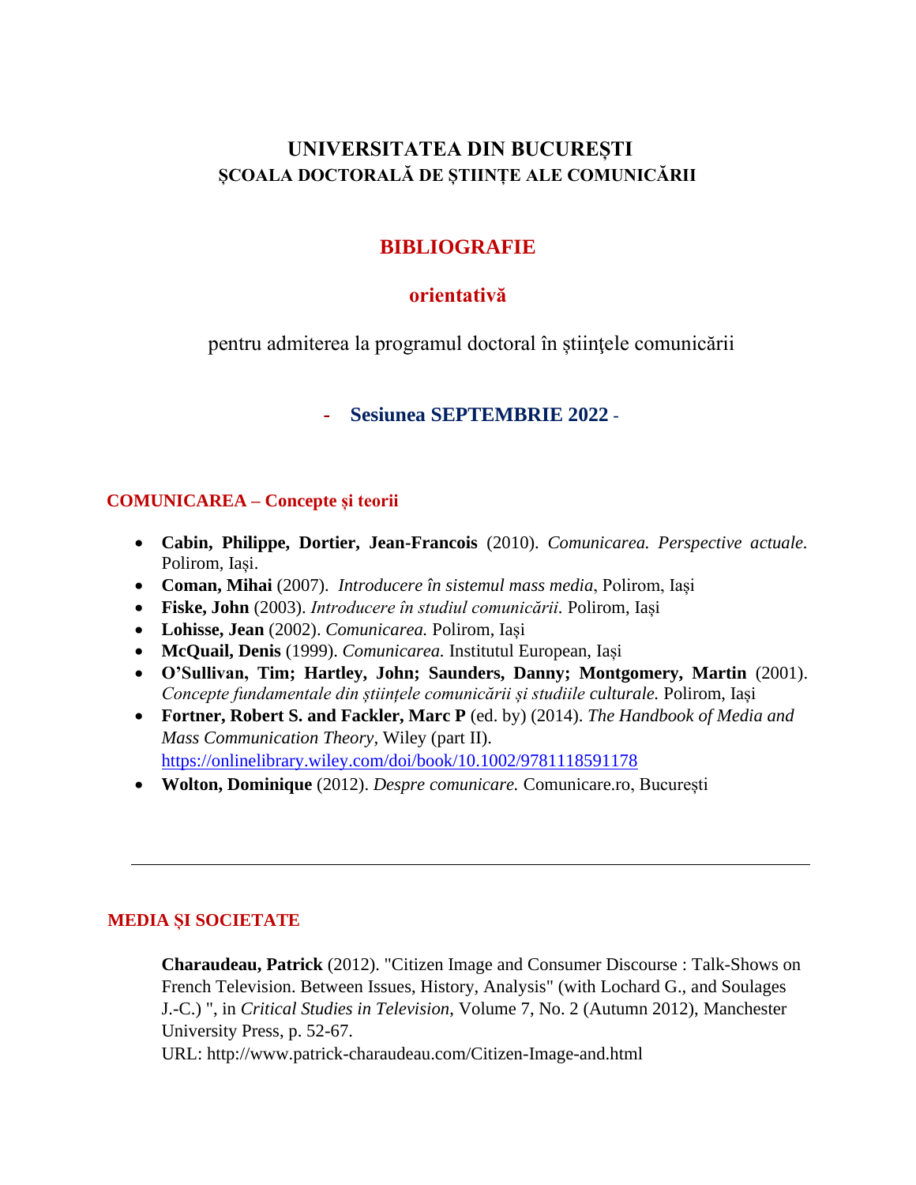# UNIVERSITATEA DIN BUCUREȘTI
## ȘCOALA DOCTORALĂ DE ȘTIINȚE ALE COMUNICĂRII

## BIBLIOGRAFIE

### orientativă

pentru admiterea la programul doctoral în științele comunicării

### - Sesiunea SEPTEMBRIE 2022 -

## COMUNICAREA – Concepte și teorii

- **Cabin, Philippe, Dortier, Jean-Francois** (2010). *Comunicarea. Perspective actuale.* Polirom, Iași.
- **Coman, Mihai** (2007). *Introducere în sistemul mass media*, Polirom, Iași
- **Fiske, John** (2003). *Introducere în studiul comunicării.* Polirom, Iași
- **Lohisse, Jean** (2002). *Comunicarea.* Polirom, Iași
- **McQuail, Denis** (1999). *Comunicarea.* Institutul European, Iași
- **O'Sullivan, Tim; Hartley, John; Saunders, Danny; Montgomery, Martin** (2001). *Concepte fundamentale din științele comunicării și studiile culturale.* Polirom, Iași
- **Fortner, Robert S. and Fackler, Marc P** (ed. by) (2014). *The Handbook of Media and Mass Communication Theory,* Wiley (part II). https://onlinelibrary.wiley.com/doi/book/10.1002/9781118591178
- **Wolton, Dominique** (2012). *Despre comunicare.* Comunicare.ro, București

---

## MEDIA ȘI SOCIETATE

**Charaudeau, Patrick** (2012). "Citizen Image and Consumer Discourse : Talk-Shows on French Television. Between Issues, History, Analysis" (with Lochard G., and Soulages J.-C.) ", in *Critical Studies in Television*, Volume 7, No. 2 (Autumn 2012), Manchester University Press, p. 52-67.
URL: http://www.patrick-charaudeau.com/Citizen-Image-and.html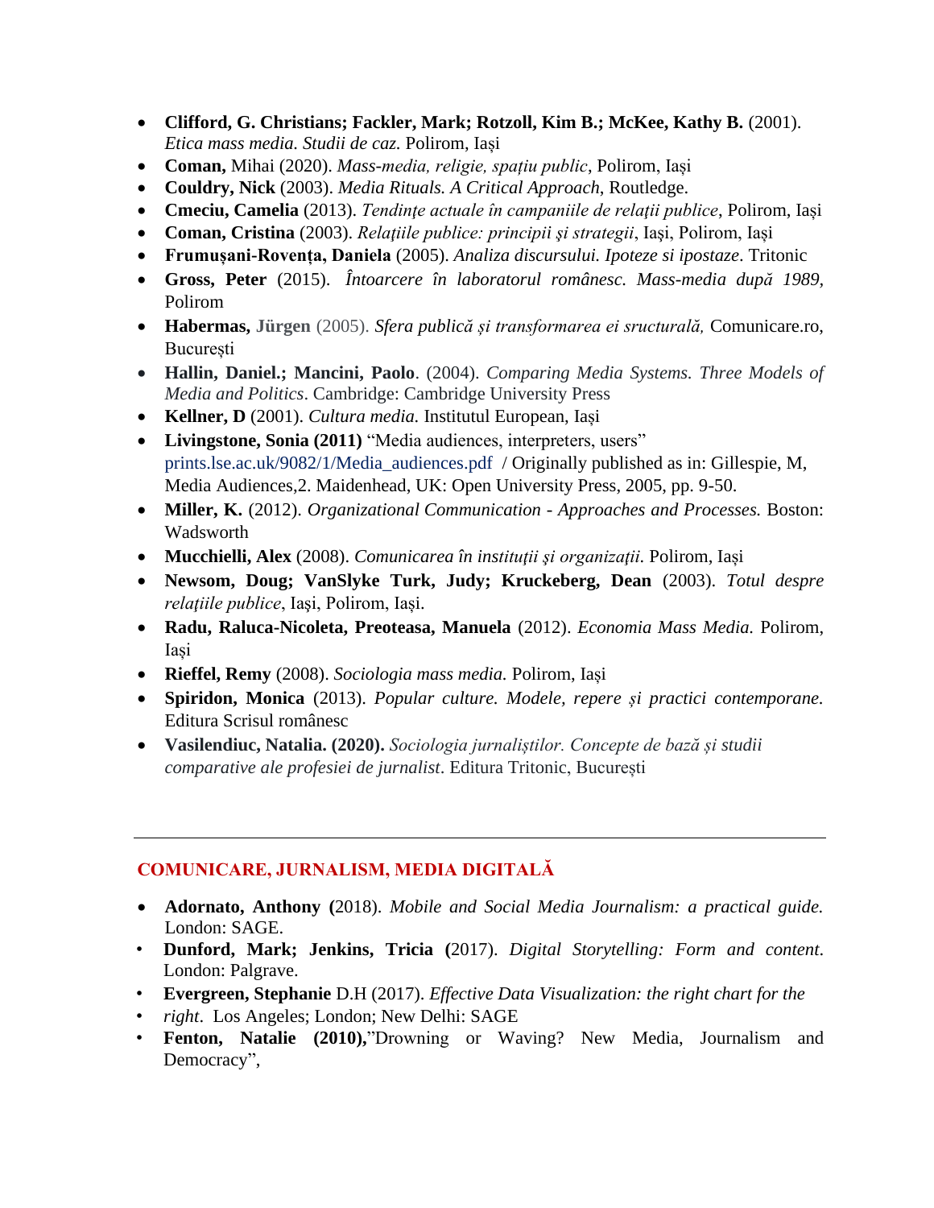- **Clifford, G. Christians; Fackler, Mark; Rotzoll, Kim B.; McKee, Kathy B.** (2001). *Etica mass media. Studii de caz.* Polirom, Iași
- **Coman,** Mihai (2020). *Mass-media, religie, spațiu public*, Polirom, Iași
- **Couldry, Nick** (2003). *Media Rituals. A Critical Approach*, Routledge.
- **Cmeciu, Camelia** (2013). *Tendințe actuale în campaniile de relații publice*, Polirom, Iași
- **Coman, Cristina** (2003). *Relațiile publice: principii şi strategii*, Iaşi, Polirom, Iași
- **Frumușani-Rovența, Daniela** (2005). *Analiza discursului. Ipoteze si ipostaze*. Tritonic
- **Gross, Peter** (2015). *Întoarcere în laboratorul românesc. Mass-media după 1989*, Polirom
- **Habermas, Jürgen** (2005). *Sfera publică și transformarea ei sructurală,* Comunicare.ro, București
- **Hallin, Daniel.; Mancini, Paolo**. (2004). *Comparing Media Systems. Three Models of Media and Politics*. Cambridge: Cambridge University Press
- **Kellner, D** (2001). *Cultura media.* Institutul European, Iași
- **Livingstone, Sonia (2011)** "Media audiences, interpreters, users" prints.lse.ac.uk/9082/1/Media_audiences.pdf / Originally published as in: Gillespie, M, Media Audiences,2. Maidenhead, UK: Open University Press, 2005, pp. 9-50.
- **Miller, K.** (2012). *Organizational Communication - Approaches and Processes.* Boston: Wadsworth
- **Mucchielli, Alex** (2008). *Comunicarea în instituții și organizații.* Polirom, Iași
- **Newsom, Doug; VanSlyke Turk, Judy; Kruckeberg, Dean** (2003). *Totul despre relațiile publice*, Iaşi, Polirom, Iași.
- **Radu, Raluca-Nicoleta, Preoteasa, Manuela** (2012). *Economia Mass Media.* Polirom, Iași
- **Rieffel, Remy** (2008). *Sociologia mass media.* Polirom, Iași
- **Spiridon, Monica** (2013). *Popular culture. Modele, repere și practici contemporane.* Editura Scrisul românesc
- **Vasilendiuc, Natalia. (2020).** *Sociologia jurnaliștilor. Concepte de bază și studii comparative ale profesiei de jurnalist*. Editura Tritonic, București

---

## COMUNICARE, JURNALISM, MEDIA DIGITALĂ

- **Adornato, Anthony (**2018). *Mobile and Social Media Journalism: a practical guide.* London: SAGE.
- **Dunford, Mark; Jenkins, Tricia (**2017). *Digital Storytelling: Form and content*. London: Palgrave.
- **Evergreen, Stephanie** D.H (2017). *Effective Data Visualization: the right chart for the*
- *right*. Los Angeles; London; New Delhi: SAGE
- **Fenton, Natalie (2010),**"Drowning or Waving? New Media, Journalism and Democracy",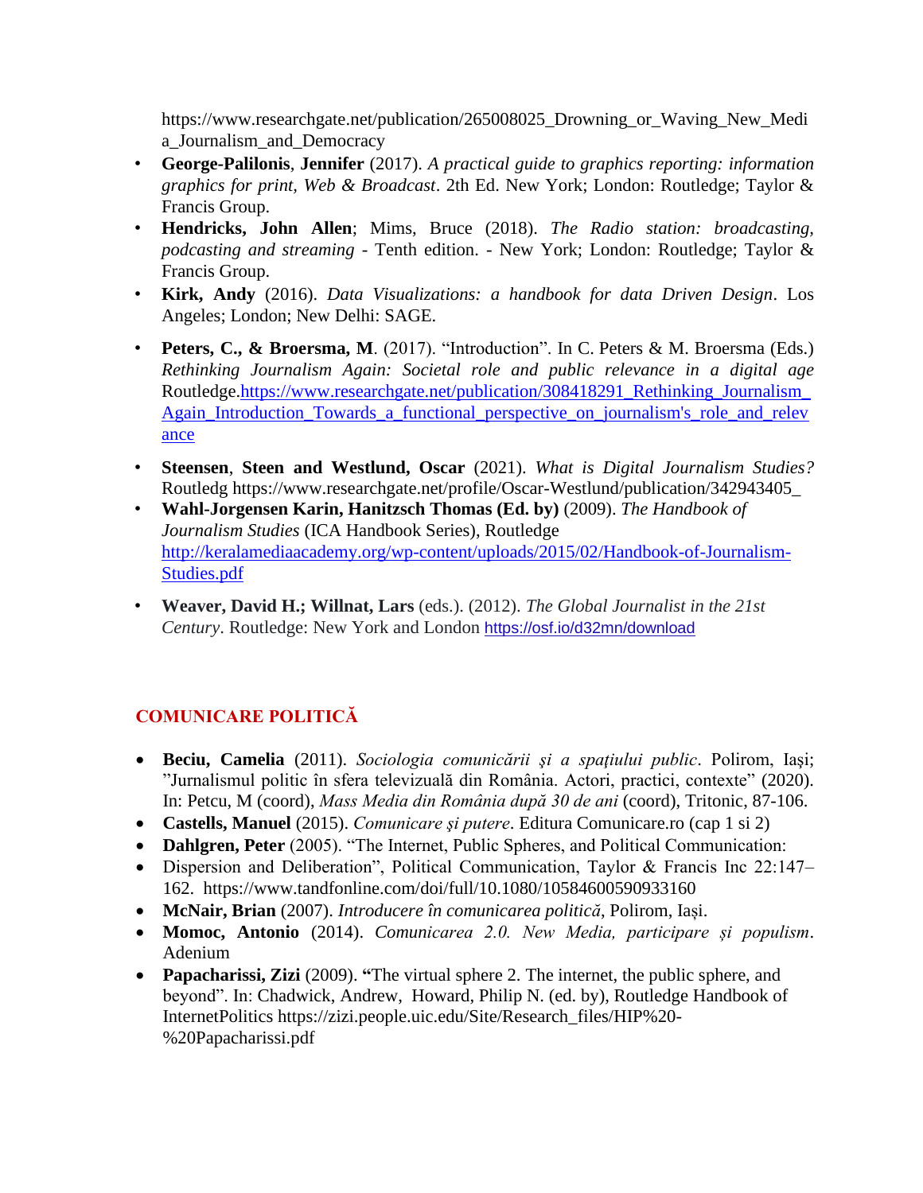https://www.researchgate.net/publication/265008025_Drowning_or_Waving_New_Media_Journalism_and_Democracy

- **George-Palilonis**, **Jennifer** (2017). *A practical guide to graphics reporting: information graphics for print, Web & Broadcast*. 2th Ed. New York; London: Routledge; Taylor & Francis Group.
- **Hendricks, John Allen**; Mims, Bruce (2018). *The Radio station: broadcasting, podcasting and streaming* - Tenth edition. - New York; London: Routledge; Taylor & Francis Group.
- **Kirk, Andy** (2016). *Data Visualizations: a handbook for data Driven Design*. Los Angeles; London; New Delhi: SAGE.
- **Peters, C., & Broersma, M**. (2017). "Introduction". In C. Peters & M. Broersma (Eds.) *Rethinking Journalism Again: Societal role and public relevance in a digital age* Routledge.https://www.researchgate.net/publication/308418291_Rethinking_Journalism_Again_Introduction_Towards_a_functional_perspective_on_journalism's_role_and_relevance
- **Steensen**, **Steen and Westlund, Oscar** (2021). *What is Digital Journalism Studies?* Routledg https://www.researchgate.net/profile/Oscar-Westlund/publication/342943405_
- **Wahl-Jorgensen Karin, Hanitzsch Thomas (Ed. by)** (2009). *The Handbook of Journalism Studies* (ICA Handbook Series), Routledge http://keralamediaacademy.org/wp-content/uploads/2015/02/Handbook-of-Journalism-Studies.pdf
- **Weaver, David H.; Willnat, Lars** (eds.). (2012). *The Global Journalist in the 21st Century*. Routledge: New York and London https://osf.io/d32mn/download

## COMUNICARE POLITICĂ

- **Beciu, Camelia** (2011). *Sociologia comunicării şi a spaţiului public*. Polirom, Iaşi; ”Jurnalismul politic în sfera televizuală din România. Actori, practici, contexte” (2020). In: Petcu, M (coord), *Mass Media din România după 30 de ani* (coord), Tritonic, 87-106.
- **Castells, Manuel** (2015). *Comunicare şi putere*. Editura Comunicare.ro (cap 1 si 2)
- **Dahlgren, Peter** (2005). "The Internet, Public Spheres, and Political Communication:
- Dispersion and Deliberation", Political Communication, Taylor & Francis Inc 22:147–162. https://www.tandfonline.com/doi/full/10.1080/10584600590933160
- **McNair, Brian** (2007). *Introducere în comunicarea politică*, Polirom, Iași.
- **Momoc, Antonio** (2014). *Comunicarea 2.0. New Media, participare și populism*. Adenium
- **Papacharissi, Zizi** (2009). **"**The virtual sphere 2. The internet, the public sphere, and beyond". In: Chadwick, Andrew, Howard, Philip N. (ed. by), Routledge Handbook of InternetPolitics https://zizi.people.uic.edu/Site/Research_files/HIP%20-%20Papacharissi.pdf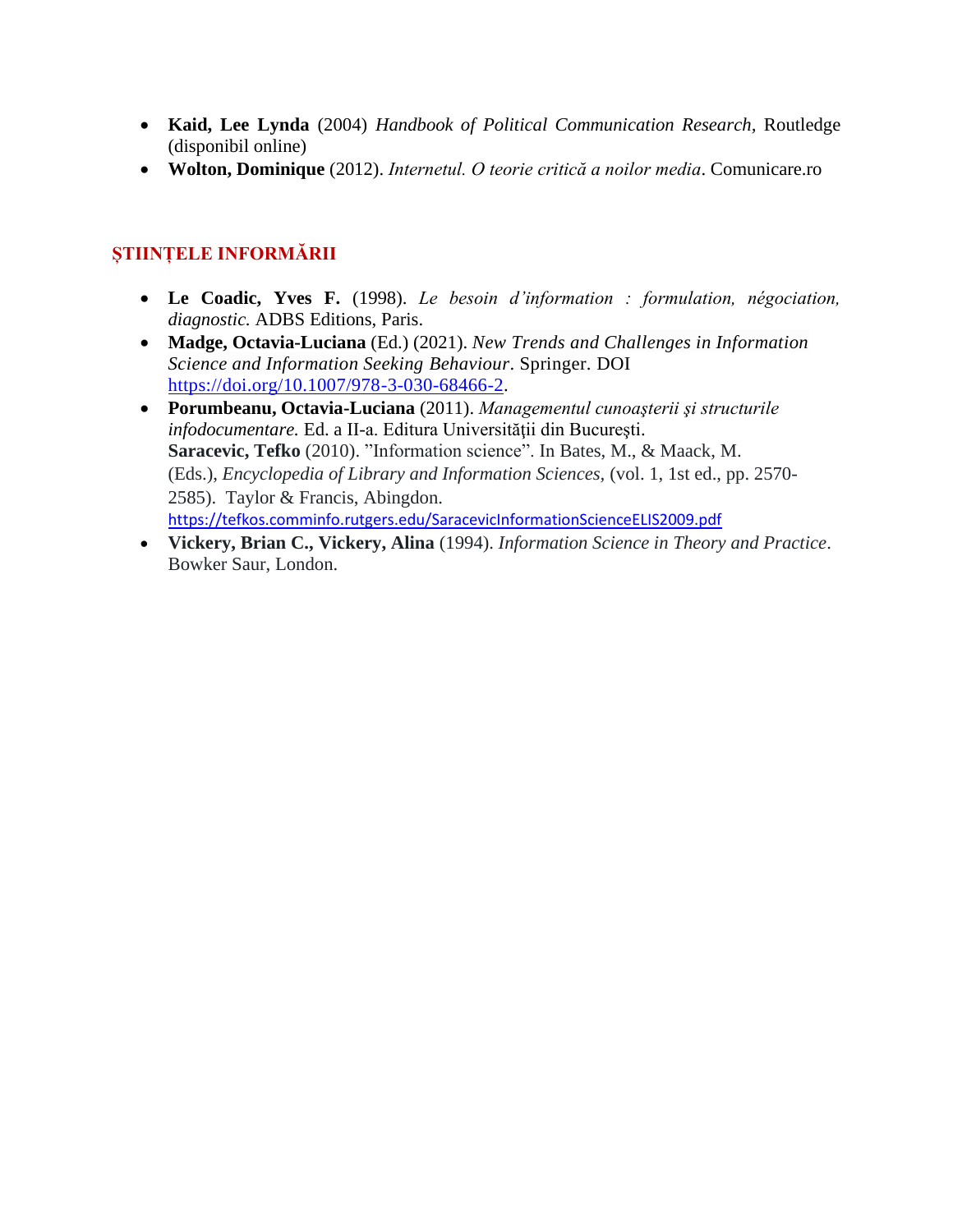- **Kaid, Lee Lynda** (2004) *Handbook of Political Communication Research*, Routledge (disponibil online)
- **Wolton, Dominique** (2012). *Internetul. O teorie critică a noilor media*. Comunicare.ro

## ȘTIINȚELE INFORMĂRII

- **Le Coadic, Yves F.** (1998). *Le besoin d'information : formulation, négociation, diagnostic.* ADBS Editions, Paris.
- **Madge, Octavia-Luciana** (Ed.) (2021). *New Trends and Challenges in Information Science and Information Seeking Behaviour*. Springer. DOI https://doi.org/10.1007/978-3-030-68466-2.
- **Porumbeanu, Octavia-Luciana** (2011). *Managementul cunoaşterii şi structurile infodocumentare.* Ed. a II-a. Editura Universității din Bucureşti.
  **Saracevic, Tefko** (2010). "Information science". In Bates, M., & Maack, M. (Eds.), *Encyclopedia of Library and Information Sciences,* (vol. 1, 1st ed., pp. 2570-2585). Taylor & Francis, Abingdon.
  https://tefkos.comminfo.rutgers.edu/SaracevicInformationScienceELIS2009.pdf
- **Vickery, Brian C., Vickery, Alina** (1994). *Information Science in Theory and Practice*. Bowker Saur, London.